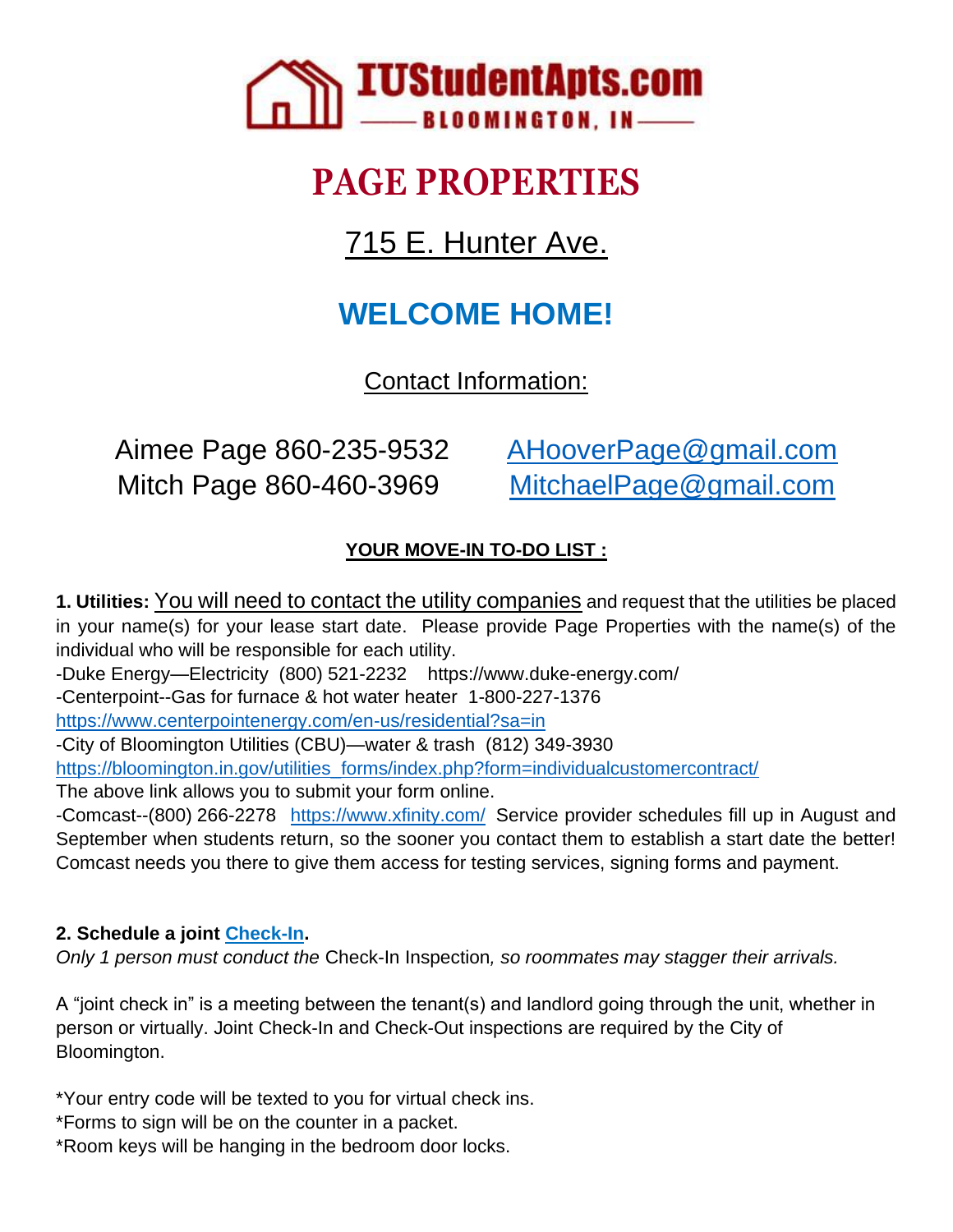IUStudentApts.com

BLOOMINGTON, IN

# PAGE PROPERTIES

## 715 E. Hunter Ave.

## WELCOME HOME!

Contact Information:

Aimee Page 860-235-9532 AHooverPage@gmail.com
Mitch Page 860-460-3969 MitchaelPage@gmail.com

**YOUR MOVE-IN TO-DO LIST :**

**1. Utilities:** You will need to contact the utility companies and request that the utilities be placed in your name(s) for your lease start date. Please provide Page Properties with the name(s) of the individual who will be responsible for each utility.

-Duke Energy—Electricity (800) 521-2232 https://www.duke-energy.com/

-Centerpoint--Gas for furnace & hot water heater 1-800-227-1376 https://www.centerpointenergy.com/en-us/residential?sa=in

-City of Bloomington Utilities (CBU)—water & trash (812) 349-3930 https://bloomington.in.gov/utilities_forms/index.php?form=individualcustomercontract/

The above link allows you to submit your form online.

-Comcast--(800) 266-2278 https://www.xfinity.com/ Service provider schedules fill up in August and September when students return, so the sooner you contact them to establish a start date the better! Comcast needs you there to give them access for testing services, signing forms and payment.

**2. Schedule a joint Check-In.**

*Only 1 person must conduct the* Check-In Inspection*, so roommates may stagger their arrivals.*

A "joint check in" is a meeting between the tenant(s) and landlord going through the unit, whether in person or virtually. Joint Check-In and Check-Out inspections are required by the City of Bloomington.

*Your entry code will be texted to you for virtual check ins.
*Forms to sign will be on the counter in a packet.
*Room keys will be hanging in the bedroom door locks.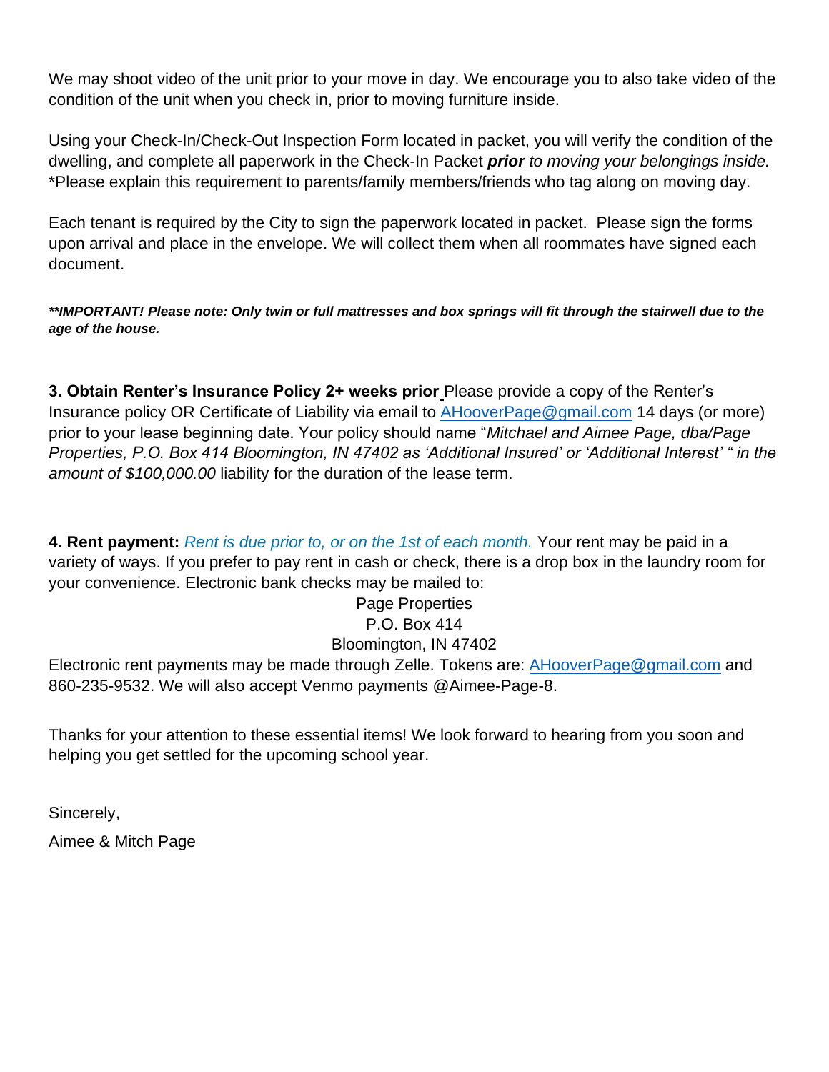We may shoot video of the unit prior to your move in day. We encourage you to also take video of the condition of the unit when you check in, prior to moving furniture inside.

Using your Check-In/Check-Out Inspection Form located in packet, you will verify the condition of the dwelling, and complete all paperwork in the Check-In Packet ***prior** to moving your belongings inside.*
*Please explain this requirement to parents/family members/friends who tag along on moving day.

Each tenant is required by the City to sign the paperwork located in packet. Please sign the forms upon arrival and place in the envelope. We will collect them when all roommates have signed each document.

***\*\*IMPORTANT! Please note: Only twin or full mattresses and box springs will fit through the stairwell due to the age of the house.***

**3. Obtain Renter's Insurance Policy 2+ weeks prior** Please provide a copy of the Renter's Insurance policy OR Certificate of Liability via email to AHooverPage@gmail.com 14 days (or more) prior to your lease beginning date. Your policy should name "*Mitchael and Aimee Page, dba/Page Properties, P.O. Box 414 Bloomington, IN 47402 as 'Additional Insured' or 'Additional Interest' " in the amount of $100,000.00* liability for the duration of the lease term.

**4. Rent payment:** *Rent is due prior to, or on the 1st of each month.* Your rent may be paid in a variety of ways. If you prefer to pay rent in cash or check, there is a drop box in the laundry room for your convenience. Electronic bank checks may be mailed to:

Page Properties
P.O. Box 414
Bloomington, IN 47402

Electronic rent payments may be made through Zelle. Tokens are: AHooverPage@gmail.com and 860-235-9532. We will also accept Venmo payments @Aimee-Page-8.

Thanks for your attention to these essential items! We look forward to hearing from you soon and helping you get settled for the upcoming school year.

Sincerely,

Aimee & Mitch Page